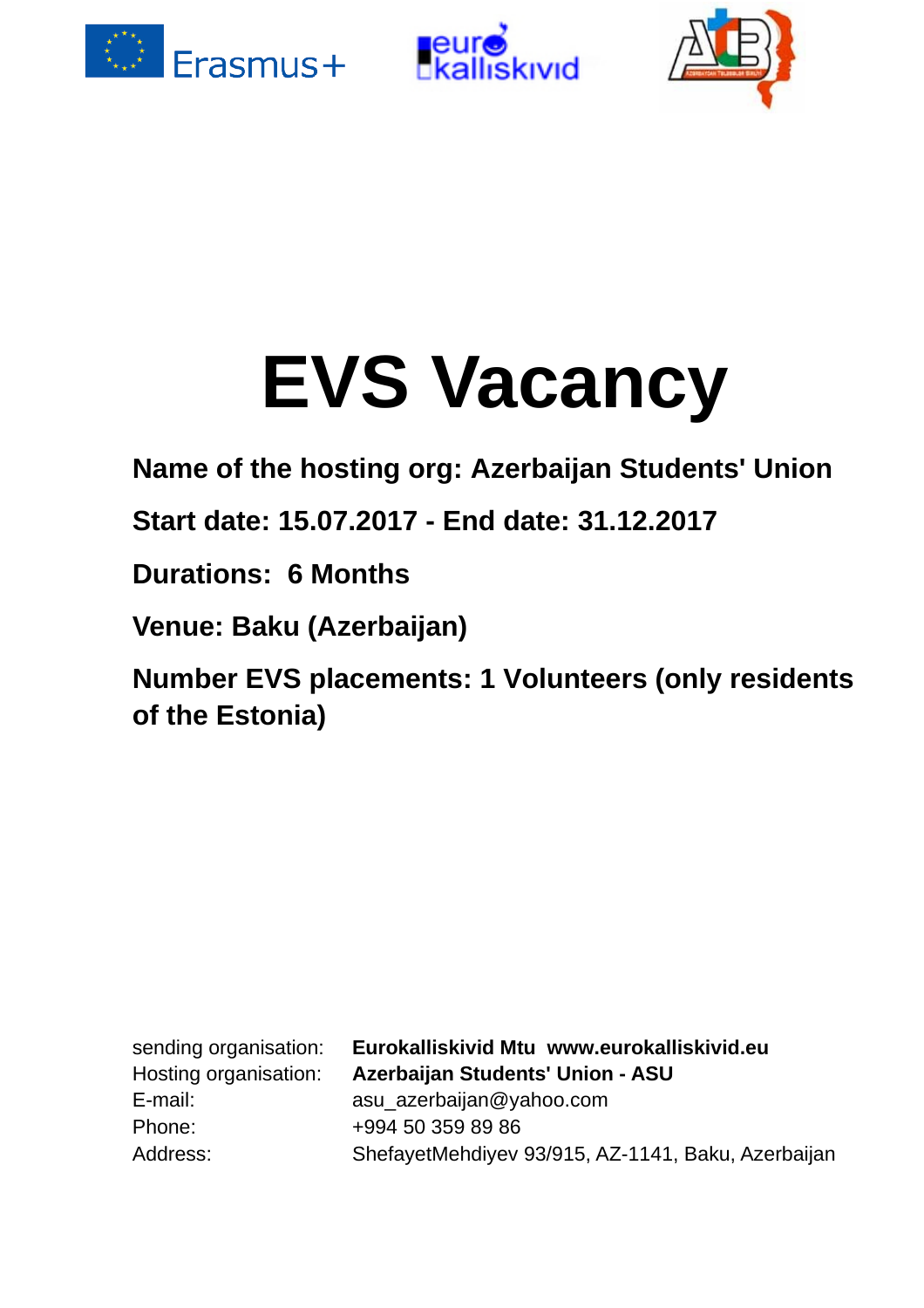# EVS Vacancy

**Name of the hosting org: Azerbaijan Students' Union**

**Start date: 15.07.2017 - End date: 31.12.2017**

**Durations: 6 Months**

**Venue: Baku (Azerbaijan)**

**Number EVS placements: 1 Volunteers (only residents of the Estonia)**

| | |
|---|---|
| sending organisation: | **Eurokalliskivid Mtu www.eurokalliskivid.eu** |
| Hosting organisation: | **Azerbaijan Students' Union - ASU** |
| E-mail: | asu_azerbaijan@yahoo.com |
| Phone: | +994 50 359 89 86 |
| Address: | ShefayetMehdiyev 93/915, AZ-1141, Baku, Azerbaijan |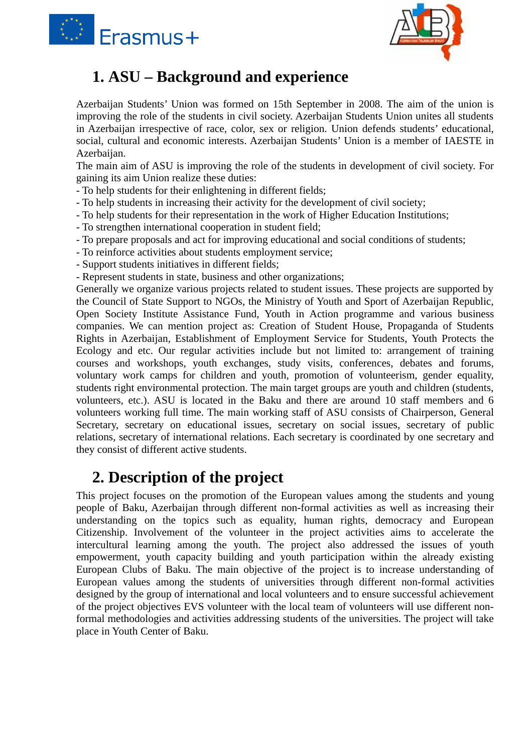# 1. ASU – Background and experience

Azerbaijan Students' Union was formed on 15th September in 2008. The aim of the union is improving the role of the students in civil society. Azerbaijan Students Union unites all students in Azerbaijan irrespective of race, color, sex or religion. Union defends students' educational, social, cultural and economic interests. Azerbaijan Students' Union is a member of IAESTE in Azerbaijan.

The main aim of ASU is improving the role of the students in development of civil society. For gaining its aim Union realize these duties:

- To help students for their enlightening in different fields;
- To help students in increasing their activity for the development of civil society;
- To help students for their representation in the work of Higher Education Institutions;
- To strengthen international cooperation in student field;
- To prepare proposals and act for improving educational and social conditions of students;
- To reinforce activities about students employment service;
- Support students initiatives in different fields;
- Represent students in state, business and other organizations;

Generally we organize various projects related to student issues. These projects are supported by the Council of State Support to NGOs, the Ministry of Youth and Sport of Azerbaijan Republic, Open Society Institute Assistance Fund, Youth in Action programme and various business companies. We can mention project as: Creation of Student House, Propaganda of Students Rights in Azerbaijan, Establishment of Employment Service for Students, Youth Protects the Ecology and etc. Our regular activities include but not limited to: arrangement of training courses and workshops, youth exchanges, study visits, conferences, debates and forums, voluntary work camps for children and youth, promotion of volunteerism, gender equality, students right environmental protection. The main target groups are youth and children (students, volunteers, etc.). ASU is located in the Baku and there are around 10 staff members and 6 volunteers working full time. The main working staff of ASU consists of Chairperson, General Secretary, secretary on educational issues, secretary on social issues, secretary of public relations, secretary of international relations. Each secretary is coordinated by one secretary and they consist of different active students.

# 2. Description of the project

This project focuses on the promotion of the European values among the students and young people of Baku, Azerbaijan through different non-formal activities as well as increasing their understanding on the topics such as equality, human rights, democracy and European Citizenship. Involvement of the volunteer in the project activities aims to accelerate the intercultural learning among the youth. The project also addressed the issues of youth empowerment, youth capacity building and youth participation within the already existing European Clubs of Baku. The main objective of the project is to increase understanding of European values among the students of universities through different non-formal activities designed by the group of international and local volunteers and to ensure successful achievement of the project objectives EVS volunteer with the local team of volunteers will use different non-formal methodologies and activities addressing students of the universities. The project will take place in Youth Center of Baku.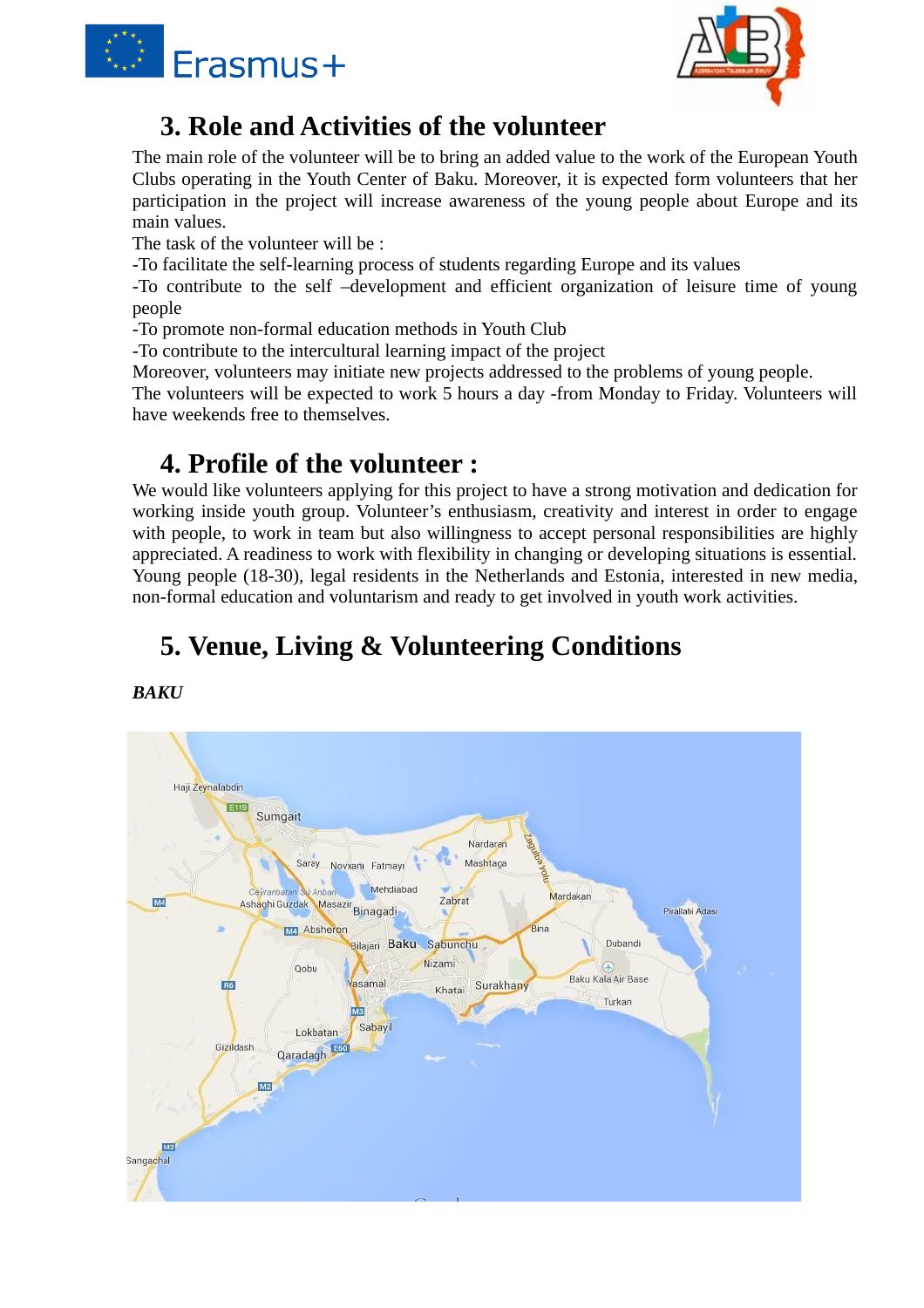## 3. Role and Activities of the volunteer

The main role of the volunteer will be to bring an added value to the work of the European Youth Clubs operating in the Youth Center of Baku. Moreover, it is expected form volunteers that her participation in the project will increase awareness of the young people about Europe and its main values.

The task of the volunteer will be :

-To facilitate the self-learning process of students regarding Europe and its values

-To contribute to the self –development and efficient organization of leisure time of young people

-To promote non-formal education methods in Youth Club

-To contribute to the intercultural learning impact of the project

Moreover, volunteers may initiate new projects addressed to the problems of young people.

The volunteers will be expected to work 5 hours a day -from Monday to Friday. Volunteers will have weekends free to themselves.

## 4. Profile of the volunteer :

We would like volunteers applying for this project to have a strong motivation and dedication for working inside youth group. Volunteer's enthusiasm, creativity and interest in order to engage with people, to work in team but also willingness to accept personal responsibilities are highly appreciated. A readiness to work with flexibility in changing or developing situations is essential. Young people (18-30), legal residents in the Netherlands and Estonia, interested in new media, non-formal education and voluntarism and ready to get involved in youth work activities.

## 5. Venue, Living & Volunteering Conditions

***BAKU***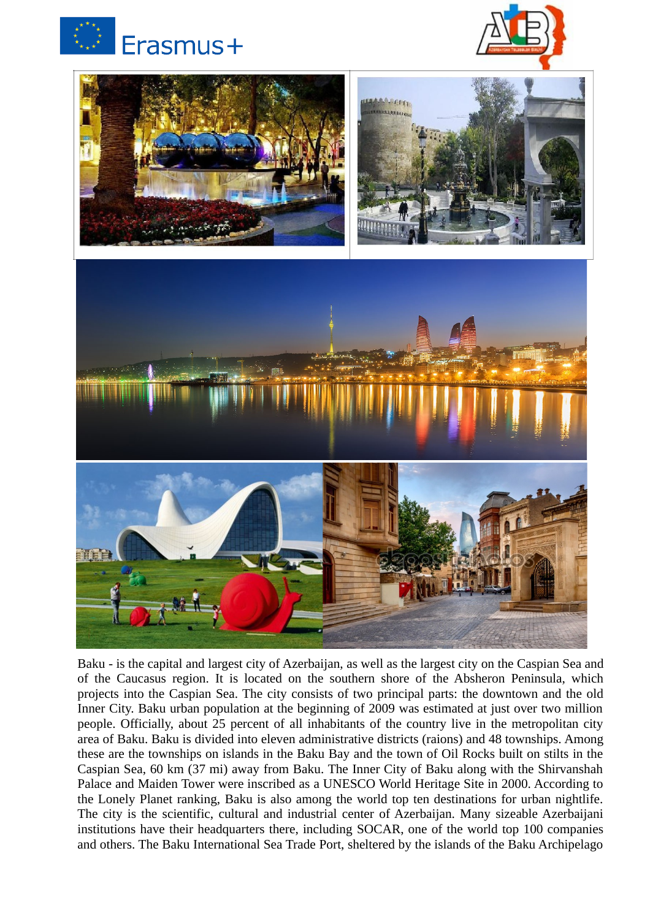Baku - is the capital and largest city of Azerbaijan, as well as the largest city on the Caspian Sea and of the Caucasus region. It is located on the southern shore of the Absheron Peninsula, which projects into the Caspian Sea. The city consists of two principal parts: the downtown and the old Inner City. Baku urban population at the beginning of 2009 was estimated at just over two million people. Officially, about 25 percent of all inhabitants of the country live in the metropolitan city area of Baku. Baku is divided into eleven administrative districts (raions) and 48 townships. Among these are the townships on islands in the Baku Bay and the town of Oil Rocks built on stilts in the Caspian Sea, 60 km (37 mi) away from Baku. The Inner City of Baku along with the Shirvanshah Palace and Maiden Tower were inscribed as a UNESCO World Heritage Site in 2000. According to the Lonely Planet ranking, Baku is also among the world top ten destinations for urban nightlife. The city is the scientific, cultural and industrial center of Azerbaijan. Many sizeable Azerbaijani institutions have their headquarters there, including SOCAR, one of the world top 100 companies and others. The Baku International Sea Trade Port, sheltered by the islands of the Baku Archipelago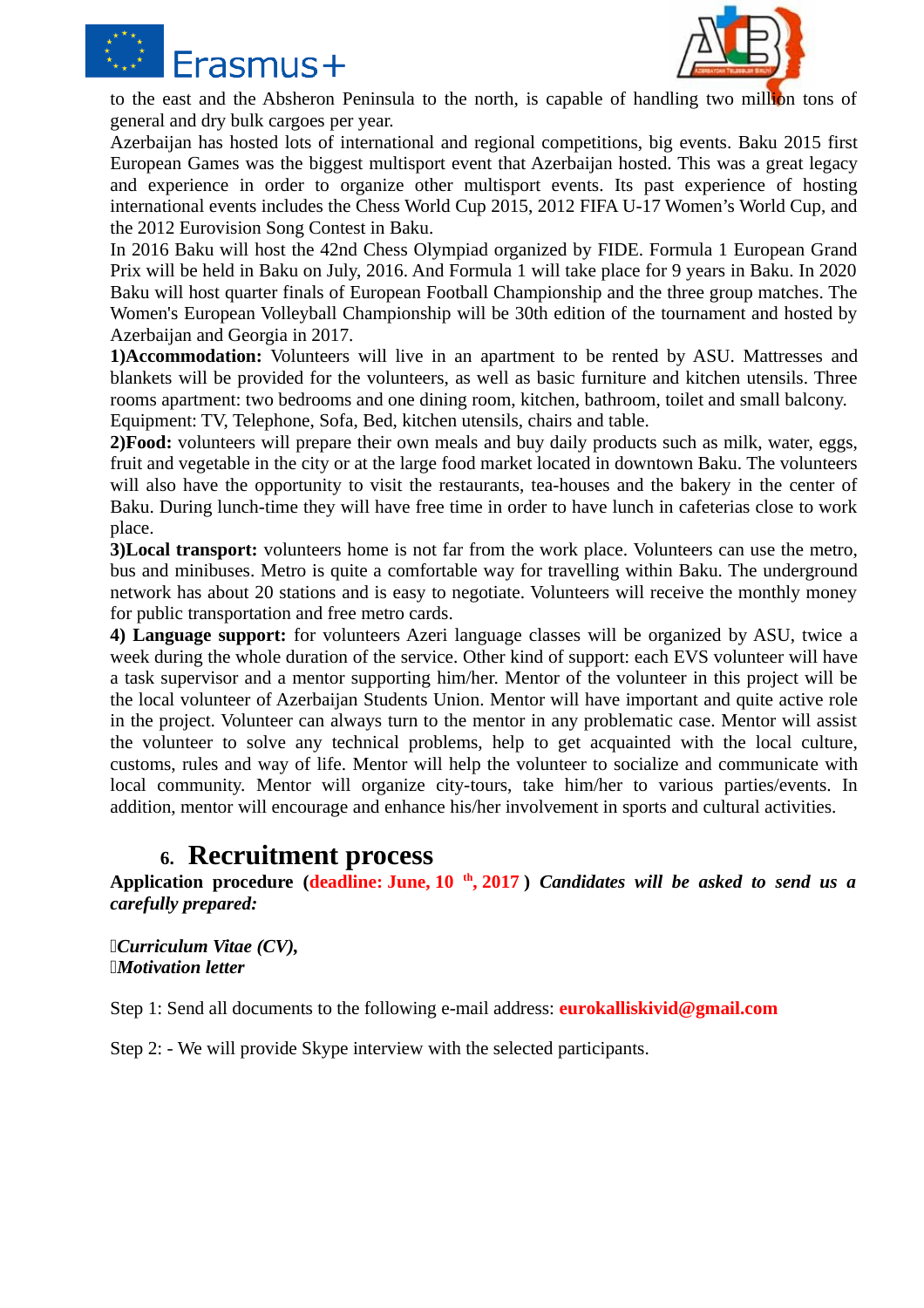to the east and the Absheron Peninsula to the north, is capable of handling two million tons of general and dry bulk cargoes per year.

Azerbaijan has hosted lots of international and regional competitions, big events. Baku 2015 first European Games was the biggest multisport event that Azerbaijan hosted. This was a great legacy and experience in order to organize other multisport events. Its past experience of hosting international events includes the Chess World Cup 2015, 2012 FIFA U-17 Women's World Cup, and the 2012 Eurovision Song Contest in Baku.

In 2016 Baku will host the 42nd Chess Olympiad organized by FIDE. Formula 1 European Grand Prix will be held in Baku on July, 2016. And Formula 1 will take place for 9 years in Baku. In 2020 Baku will host quarter finals of European Football Championship and the three group matches. The Women's European Volleyball Championship will be 30th edition of the tournament and hosted by Azerbaijan and Georgia in 2017.

**1)Accommodation:** Volunteers will live in an apartment to be rented by ASU. Mattresses and blankets will be provided for the volunteers, as well as basic furniture and kitchen utensils. Three rooms apartment: two bedrooms and one dining room, kitchen, bathroom, toilet and small balcony. Equipment: TV, Telephone, Sofa, Bed, kitchen utensils, chairs and table.

**2)Food:** volunteers will prepare their own meals and buy daily products such as milk, water, eggs, fruit and vegetable in the city or at the large food market located in downtown Baku. The volunteers will also have the opportunity to visit the restaurants, tea-houses and the bakery in the center of Baku. During lunch-time they will have free time in order to have lunch in cafeterias close to work place.

**3)Local transport:** volunteers home is not far from the work place. Volunteers can use the metro, bus and minibuses. Metro is quite a comfortable way for travelling within Baku. The underground network has about 20 stations and is easy to negotiate. Volunteers will receive the monthly money for public transportation and free metro cards.

**4) Language support:** for volunteers Azeri language classes will be organized by ASU, twice a week during the whole duration of the service. Other kind of support: each EVS volunteer will have a task supervisor and a mentor supporting him/her. Mentor of the volunteer in this project will be the local volunteer of Azerbaijan Students Union. Mentor will have important and quite active role in the project. Volunteer can always turn to the mentor in any problematic case. Mentor will assist the volunteer to solve any technical problems, help to get acquainted with the local culture, customs, rules and way of life. Mentor will help the volunteer to socialize and communicate with local community. Mentor will organize city-tours, take him/her to various parties/events. In addition, mentor will encourage and enhance his/her involvement in sports and cultural activities.

## 6. Recruitment process

**Application procedure (deadline: June, 10 th, 2017 )** ***Candidates will be asked to send us a carefully prepared:***

- ***Curriculum Vitae (CV),***
- ***Motivation letter***

Step 1: Send all documents to the following e-mail address: **eurokalliskivid@gmail.com**

Step 2: - We will provide Skype interview with the selected participants.